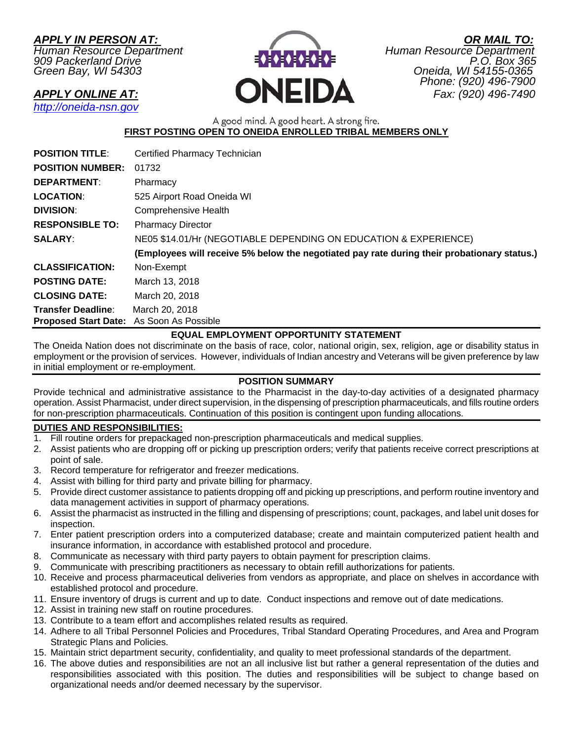***APPLY IN PERSON AT:***
*Human Resource Department*
*909 Packerland Drive*
*Green Bay, WI 54303*

***APPLY ONLINE AT:***
*http://oneida-nsn.gov*

***OR MAIL TO:***
*Human Resource Department*
*P.O. Box 365*
*Oneida, WI 54155-0365*
*Phone: (920) 496-7900*
*Fax: (920) 496-7490*

ONEIDA

A good mind. A good heart. A strong fire.

**FIRST POSTING OPEN TO ONEIDA ENROLLED TRIBAL MEMBERS ONLY**

| | |
|---|---|
| **POSITION TITLE**: | Certified Pharmacy Technician |
| **POSITION NUMBER:** | 01732 |
| **DEPARTMENT**: | Pharmacy |
| **LOCATION**: | 525 Airport Road Oneida WI |
| **DIVISION**: | Comprehensive Health |
| **RESPONSIBLE TO:** | Pharmacy Director |
| **SALARY**: | NE05 $14.01/Hr (NEGOTIABLE DEPENDING ON EDUCATION & EXPERIENCE) **(Employees will receive 5% below the negotiated pay rate during their probationary status.)** |
| **CLASSIFICATION:** | Non-Exempt |
| **POSTING DATE:** | March 13, 2018 |
| **CLOSING DATE:** | March 20, 2018 |
| **Transfer Deadline**: | March 20, 2018 |
| **Proposed Start Date:** | As Soon As Possible |

## EQUAL EMPLOYMENT OPPORTUNITY STATEMENT

The Oneida Nation does not discriminate on the basis of race, color, national origin, sex, religion, age or disability status in employment or the provision of services. However, individuals of Indian ancestry and Veterans will be given preference by law in initial employment or re-employment.

## POSITION SUMMARY

Provide technical and administrative assistance to the Pharmacist in the day-to-day activities of a designated pharmacy operation. Assist Pharmacist, under direct supervision, in the dispensing of prescription pharmaceuticals, and fills routine orders for non-prescription pharmaceuticals. Continuation of this position is contingent upon funding allocations.

## DUTIES AND RESPONSIBILITIES:

1. Fill routine orders for prepackaged non-prescription pharmaceuticals and medical supplies.
2. Assist patients who are dropping off or picking up prescription orders; verify that patients receive correct prescriptions at point of sale.
3. Record temperature for refrigerator and freezer medications.
4. Assist with billing for third party and private billing for pharmacy.
5. Provide direct customer assistance to patients dropping off and picking up prescriptions, and perform routine inventory and data management activities in support of pharmacy operations.
6. Assist the pharmacist as instructed in the filling and dispensing of prescriptions; count, packages, and label unit doses for inspection.
7. Enter patient prescription orders into a computerized database; create and maintain computerized patient health and insurance information, in accordance with established protocol and procedure.
8. Communicate as necessary with third party payers to obtain payment for prescription claims.
9. Communicate with prescribing practitioners as necessary to obtain refill authorizations for patients.
10. Receive and process pharmaceutical deliveries from vendors as appropriate, and place on shelves in accordance with established protocol and procedure.
11. Ensure inventory of drugs is current and up to date. Conduct inspections and remove out of date medications.
12. Assist in training new staff on routine procedures.
13. Contribute to a team effort and accomplishes related results as required.
14. Adhere to all Tribal Personnel Policies and Procedures, Tribal Standard Operating Procedures, and Area and Program Strategic Plans and Policies.
15. Maintain strict department security, confidentiality, and quality to meet professional standards of the department.
16. The above duties and responsibilities are not an all inclusive list but rather a general representation of the duties and responsibilities associated with this position. The duties and responsibilities will be subject to change based on organizational needs and/or deemed necessary by the supervisor.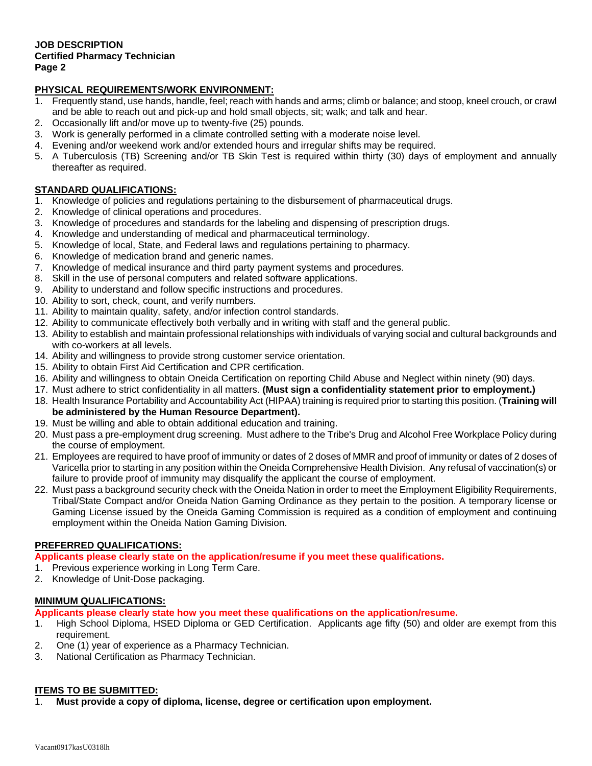## PHYSICAL REQUIREMENTS/WORK ENVIRONMENT:

1. Frequently stand, use hands, handle, feel; reach with hands and arms; climb or balance; and stoop, kneel crouch, or crawl and be able to reach out and pick-up and hold small objects, sit; walk; and talk and hear.
2. Occasionally lift and/or move up to twenty-five (25) pounds.
3. Work is generally performed in a climate controlled setting with a moderate noise level.
4. Evening and/or weekend work and/or extended hours and irregular shifts may be required.
5. A Tuberculosis (TB) Screening and/or TB Skin Test is required within thirty (30) days of employment and annually thereafter as required.

## STANDARD QUALIFICATIONS:

1. Knowledge of policies and regulations pertaining to the disbursement of pharmaceutical drugs.
2. Knowledge of clinical operations and procedures.
3. Knowledge of procedures and standards for the labeling and dispensing of prescription drugs.
4. Knowledge and understanding of medical and pharmaceutical terminology.
5. Knowledge of local, State, and Federal laws and regulations pertaining to pharmacy.
6. Knowledge of medication brand and generic names.
7. Knowledge of medical insurance and third party payment systems and procedures.
8. Skill in the use of personal computers and related software applications.
9. Ability to understand and follow specific instructions and procedures.
10. Ability to sort, check, count, and verify numbers.
11. Ability to maintain quality, safety, and/or infection control standards.
12. Ability to communicate effectively both verbally and in writing with staff and the general public.
13. Ability to establish and maintain professional relationships with individuals of varying social and cultural backgrounds and with co-workers at all levels.
14. Ability and willingness to provide strong customer service orientation.
15. Ability to obtain First Aid Certification and CPR certification.
16. Ability and willingness to obtain Oneida Certification on reporting Child Abuse and Neglect within ninety (90) days.
17. Must adhere to strict confidentiality in all matters. **(Must sign a confidentiality statement prior to employment.)**
18. Health Insurance Portability and Accountability Act (HIPAA) training is required prior to starting this position. (**Training will be administered by the Human Resource Department).**
19. Must be willing and able to obtain additional education and training.
20. Must pass a pre-employment drug screening. Must adhere to the Tribe's Drug and Alcohol Free Workplace Policy during the course of employment.
21. Employees are required to have proof of immunity or dates of 2 doses of MMR and proof of immunity or dates of 2 doses of Varicella prior to starting in any position within the Oneida Comprehensive Health Division. Any refusal of vaccination(s) or failure to provide proof of immunity may disqualify the applicant the course of employment.
22. Must pass a background security check with the Oneida Nation in order to meet the Employment Eligibility Requirements, Tribal/State Compact and/or Oneida Nation Gaming Ordinance as they pertain to the position. A temporary license or Gaming License issued by the Oneida Gaming Commission is required as a condition of employment and continuing employment within the Oneida Nation Gaming Division.

## PREFERRED QUALIFICATIONS:

**Applicants please clearly state on the application/resume if you meet these qualifications.**

1. Previous experience working in Long Term Care.
2. Knowledge of Unit-Dose packaging.

## MINIMUM QUALIFICATIONS:

**Applicants please clearly state how you meet these qualifications on the application/resume.**

1. High School Diploma, HSED Diploma or GED Certification. Applicants age fifty (50) and older are exempt from this requirement.
2. One (1) year of experience as a Pharmacy Technician.
3. National Certification as Pharmacy Technician.

## ITEMS TO BE SUBMITTED:

1. **Must provide a copy of diploma, license, degree or certification upon employment.**

Vacant0917kasU0318lh